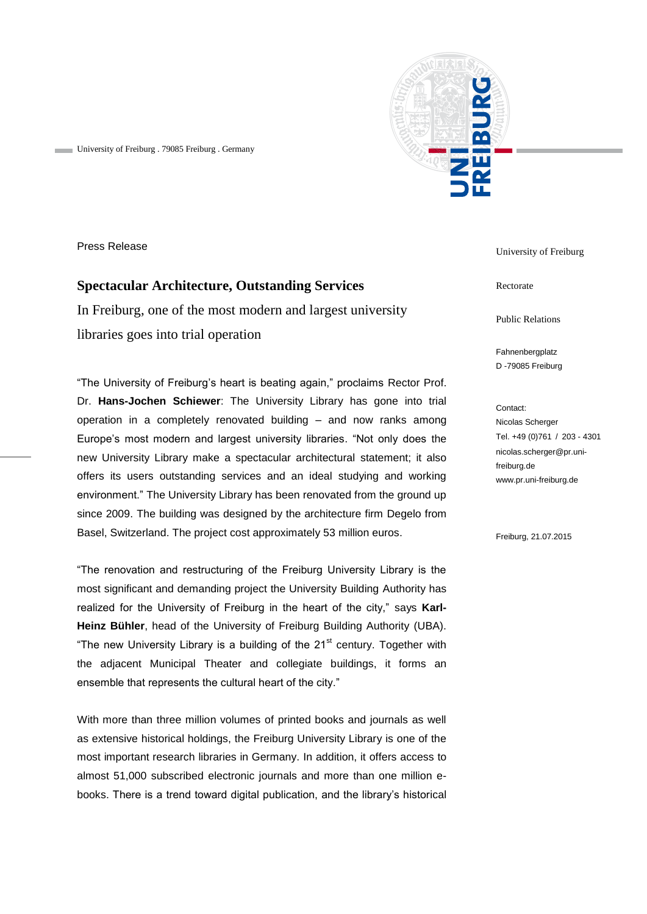University of Freiburg . 79085 Freiburg . Germany

Press Release

University of Freiburg

Rectorate

Public Relations

Fahnenbergplatz
D -79085 Freiburg

Contact:
Nicolas Scherger
Tel. +49 (0)761 / 203 - 4301
nicolas.scherger@pr.uni-freiburg.de
www.pr.uni-freiburg.de

Freiburg, 21.07.2015

# Spectacular Architecture, Outstanding Services

In Freiburg, one of the most modern and largest university libraries goes into trial operation

"The University of Freiburg's heart is beating again," proclaims Rector Prof. Dr. **Hans-Jochen Schiewer**: The University Library has gone into trial operation in a completely renovated building – and now ranks among Europe's most modern and largest university libraries. "Not only does the new University Library make a spectacular architectural statement; it also offers its users outstanding services and an ideal studying and working environment." The University Library has been renovated from the ground up since 2009. The building was designed by the architecture firm Degelo from Basel, Switzerland. The project cost approximately 53 million euros.

"The renovation and restructuring of the Freiburg University Library is the most significant and demanding project the University Building Authority has realized for the University of Freiburg in the heart of the city," says **Karl-Heinz Bühler**, head of the University of Freiburg Building Authority (UBA). "The new University Library is a building of the 21st century. Together with the adjacent Municipal Theater and collegiate buildings, it forms an ensemble that represents the cultural heart of the city."

With more than three million volumes of printed books and journals as well as extensive historical holdings, the Freiburg University Library is one of the most important research libraries in Germany. In addition, it offers access to almost 51,000 subscribed electronic journals and more than one million e-books. There is a trend toward digital publication, and the library's historical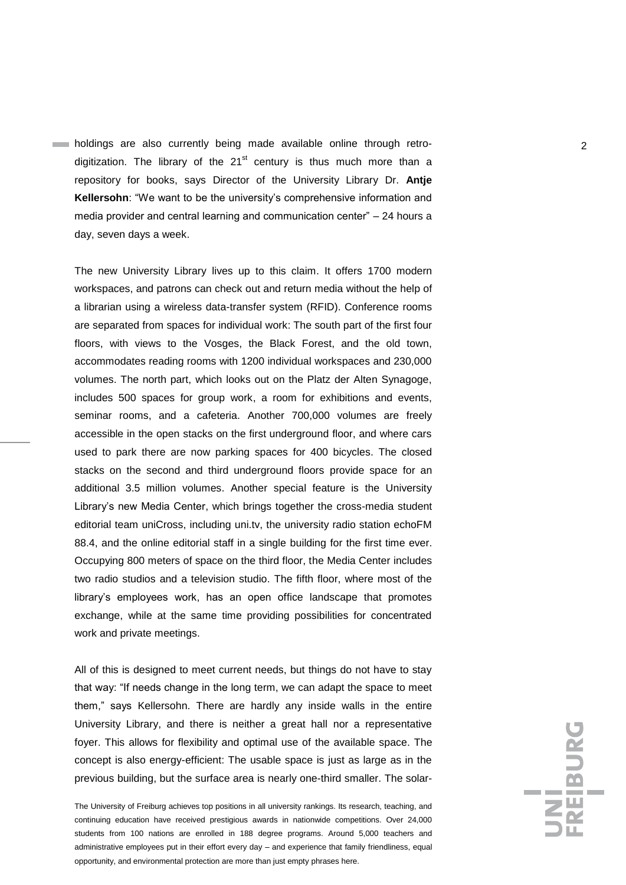holdings are also currently being made available online through retro-digitization. The library of the 21st century is thus much more than a repository for books, says Director of the University Library Dr. **Antje Kellersohn**: "We want to be the university's comprehensive information and media provider and central learning and communication center" – 24 hours a day, seven days a week.

The new University Library lives up to this claim. It offers 1700 modern workspaces, and patrons can check out and return media without the help of a librarian using a wireless data-transfer system (RFID). Conference rooms are separated from spaces for individual work: The south part of the first four floors, with views to the Vosges, the Black Forest, and the old town, accommodates reading rooms with 1200 individual workspaces and 230,000 volumes. The north part, which looks out on the Platz der Alten Synagoge, includes 500 spaces for group work, a room for exhibitions and events, seminar rooms, and a cafeteria. Another 700,000 volumes are freely accessible in the open stacks on the first underground floor, and where cars used to park there are now parking spaces for 400 bicycles. The closed stacks on the second and third underground floors provide space for an additional 3.5 million volumes. Another special feature is the University Library's new Media Center, which brings together the cross-media student editorial team uniCross, including uni.tv, the university radio station echoFM 88.4, and the online editorial staff in a single building for the first time ever. Occupying 800 meters of space on the third floor, the Media Center includes two radio studios and a television studio. The fifth floor, where most of the library's employees work, has an open office landscape that promotes exchange, while at the same time providing possibilities for concentrated work and private meetings.

All of this is designed to meet current needs, but things do not have to stay that way: "If needs change in the long term, we can adapt the space to meet them," says Kellersohn. There are hardly any inside walls in the entire University Library, and there is neither a great hall nor a representative foyer. This allows for flexibility and optimal use of the available space. The concept is also energy-efficient: The usable space is just as large as in the previous building, but the surface area is nearly one-third smaller. The solar-

The University of Freiburg achieves top positions in all university rankings. Its research, teaching, and continuing education have received prestigious awards in nationwide competitions. Over 24,000 students from 100 nations are enrolled in 188 degree programs. Around 5,000 teachers and administrative employees put in their effort every day – and experience that family friendliness, equal opportunity, and environmental protection are more than just empty phrases here.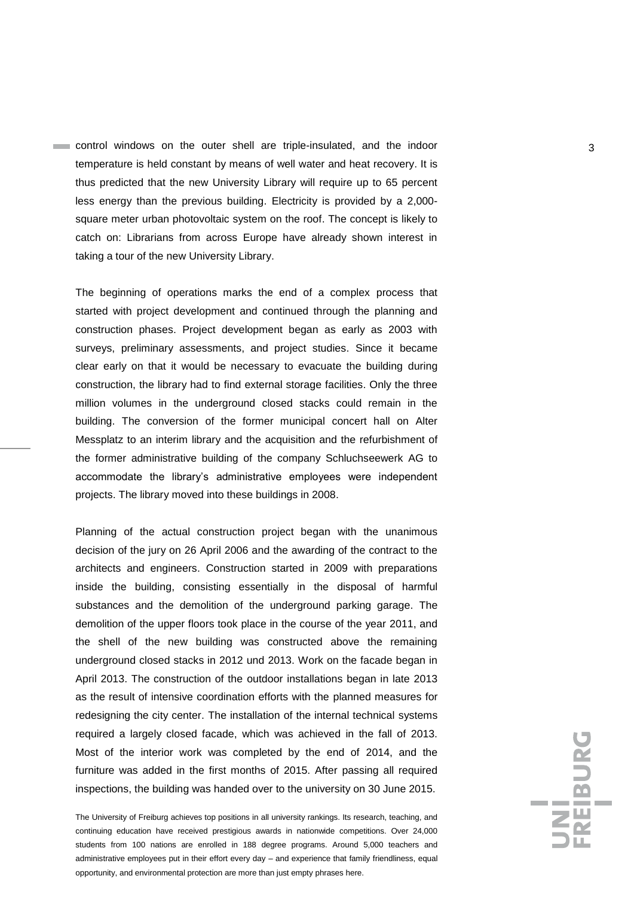control windows on the outer shell are triple-insulated, and the indoor temperature is held constant by means of well water and heat recovery. It is thus predicted that the new University Library will require up to 65 percent less energy than the previous building. Electricity is provided by a 2,000-square meter urban photovoltaic system on the roof. The concept is likely to catch on: Librarians from across Europe have already shown interest in taking a tour of the new University Library.

The beginning of operations marks the end of a complex process that started with project development and continued through the planning and construction phases. Project development began as early as 2003 with surveys, preliminary assessments, and project studies. Since it became clear early on that it would be necessary to evacuate the building during construction, the library had to find external storage facilities. Only the three million volumes in the underground closed stacks could remain in the building. The conversion of the former municipal concert hall on Alter Messplatz to an interim library and the acquisition and the refurbishment of the former administrative building of the company Schluchseewerk AG to accommodate the library's administrative employees were independent projects. The library moved into these buildings in 2008.

Planning of the actual construction project began with the unanimous decision of the jury on 26 April 2006 and the awarding of the contract to the architects and engineers. Construction started in 2009 with preparations inside the building, consisting essentially in the disposal of harmful substances and the demolition of the underground parking garage. The demolition of the upper floors took place in the course of the year 2011, and the shell of the new building was constructed above the remaining underground closed stacks in 2012 und 2013. Work on the facade began in April 2013. The construction of the outdoor installations began in late 2013 as the result of intensive coordination efforts with the planned measures for redesigning the city center. The installation of the internal technical systems required a largely closed facade, which was achieved in the fall of 2013. Most of the interior work was completed by the end of 2014, and the furniture was added in the first months of 2015. After passing all required inspections, the building was handed over to the university on 30 June 2015.

The University of Freiburg achieves top positions in all university rankings. Its research, teaching, and continuing education have received prestigious awards in nationwide competitions. Over 24,000 students from 100 nations are enrolled in 188 degree programs. Around 5,000 teachers and administrative employees put in their effort every day – and experience that family friendliness, equal opportunity, and environmental protection are more than just empty phrases here.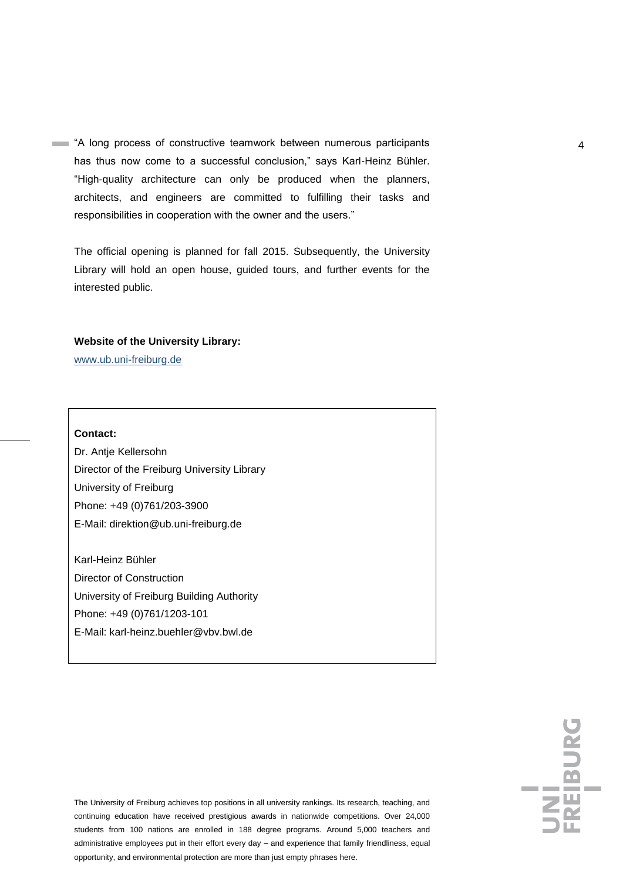"A long process of constructive teamwork between numerous participants has thus now come to a successful conclusion," says Karl-Heinz Bühler. "High-quality architecture can only be produced when the planners, architects, and engineers are committed to fulfilling their tasks and responsibilities in cooperation with the owner and the users."

The official opening is planned for fall 2015. Subsequently, the University Library will hold an open house, guided tours, and further events for the interested public.

**Website of the University Library:**
www.ub.uni-freiburg.de

**Contact:**
Dr. Antje Kellersohn
Director of the Freiburg University Library
University of Freiburg
Phone: +49 (0)761/203-3900
E-Mail: direktion@ub.uni-freiburg.de

Karl-Heinz Bühler
Director of Construction
University of Freiburg Building Authority
Phone: +49 (0)761/1203-101
E-Mail: karl-heinz.buehler@vbv.bwl.de

The University of Freiburg achieves top positions in all university rankings. Its research, teaching, and continuing education have received prestigious awards in nationwide competitions. Over 24,000 students from 100 nations are enrolled in 188 degree programs. Around 5,000 teachers and administrative employees put in their effort every day – and experience that family friendliness, equal opportunity, and environmental protection are more than just empty phrases here.

UNI FREIBURG